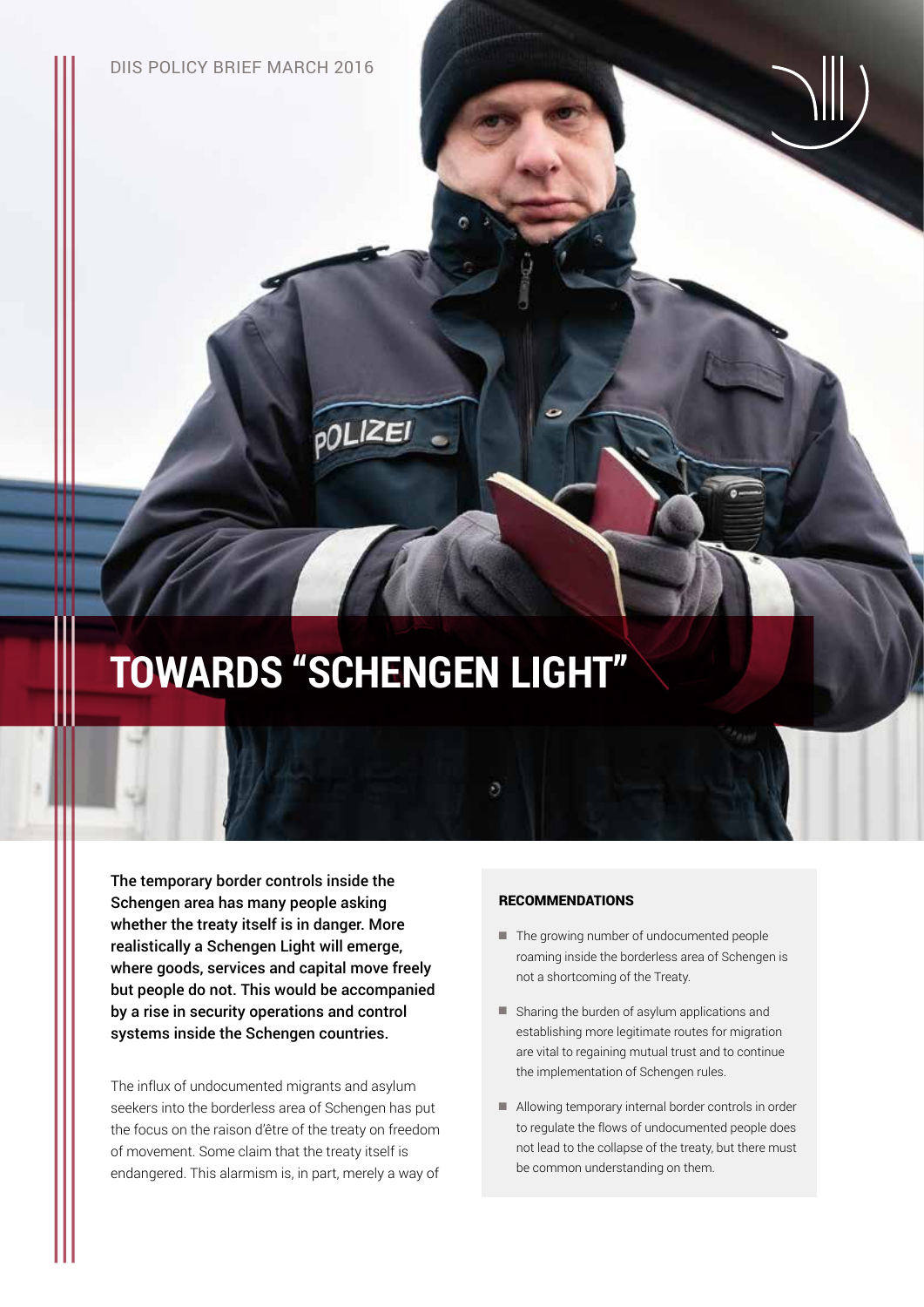# TOWARDS "SCHENGEN LIGHT"

**The temporary border controls inside the Schengen area has many people asking whether the treaty itself is in danger. More realistically a Schengen Light will emerge, where goods, services and capital move freely but people do not. This would be accompanied by a rise in security operations and control systems inside the Schengen countries.**

The influx of undocumented migrants and asylum seekers into the borderless area of Schengen has put the focus on the raison d'être of the treaty on freedom of movement. Some claim that the treaty itself is endangered. This alarmism is, in part, merely a way of

### RECOMMENDATIONS

- The growing number of undocumented people roaming inside the borderless area of Schengen is not a shortcoming of the Treaty.
- Sharing the burden of asylum applications and establishing more legitimate routes for migration are vital to regaining mutual trust and to continue the implementation of Schengen rules.
- Allowing temporary internal border controls in order to regulate the flows of undocumented people does not lead to the collapse of the treaty, but there must be common understanding on them.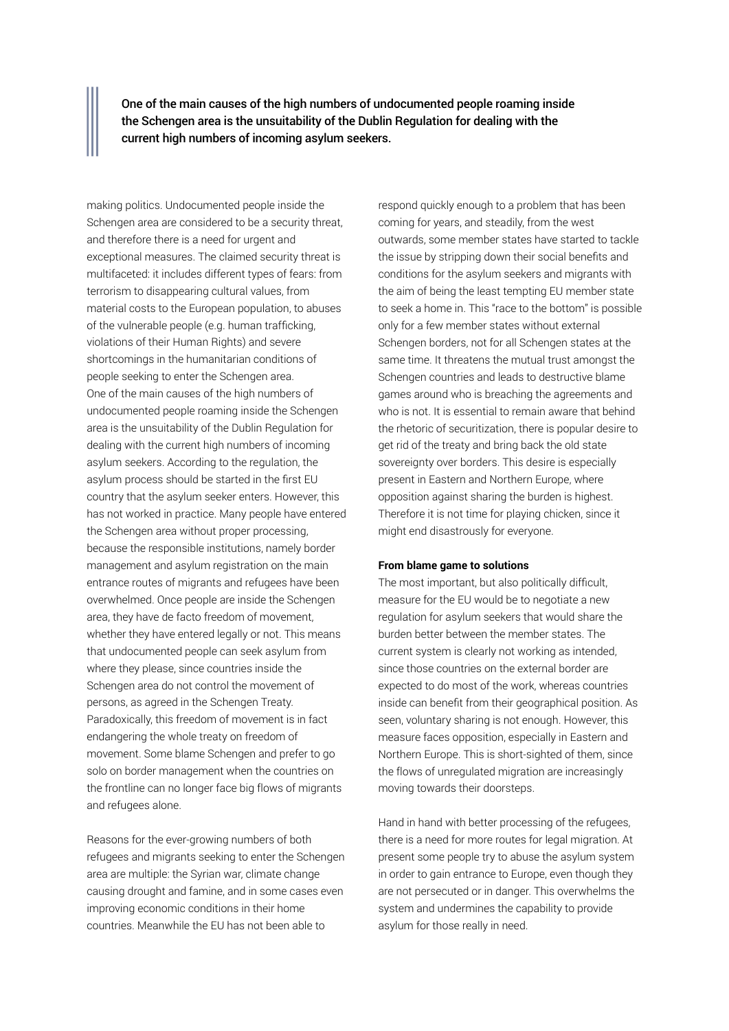> One of the main causes of the high numbers of undocumented people roaming inside the Schengen area is the unsuitability of the Dublin Regulation for dealing with the current high numbers of incoming asylum seekers.

making politics. Undocumented people inside the Schengen area are considered to be a security threat, and therefore there is a need for urgent and exceptional measures. The claimed security threat is multifaceted: it includes different types of fears: from terrorism to disappearing cultural values, from material costs to the European population, to abuses of the vulnerable people (e.g. human trafficking, violations of their Human Rights) and severe shortcomings in the humanitarian conditions of people seeking to enter the Schengen area.
One of the main causes of the high numbers of undocumented people roaming inside the Schengen area is the unsuitability of the Dublin Regulation for dealing with the current high numbers of incoming asylum seekers. According to the regulation, the asylum process should be started in the first EU country that the asylum seeker enters. However, this has not worked in practice. Many people have entered the Schengen area without proper processing, because the responsible institutions, namely border management and asylum registration on the main entrance routes of migrants and refugees have been overwhelmed. Once people are inside the Schengen area, they have de facto freedom of movement, whether they have entered legally or not. This means that undocumented people can seek asylum from where they please, since countries inside the Schengen area do not control the movement of persons, as agreed in the Schengen Treaty. Paradoxically, this freedom of movement is in fact endangering the whole treaty on freedom of movement. Some blame Schengen and prefer to go solo on border management when the countries on the frontline can no longer face big flows of migrants and refugees alone.

Reasons for the ever-growing numbers of both refugees and migrants seeking to enter the Schengen area are multiple: the Syrian war, climate change causing drought and famine, and in some cases even improving economic conditions in their home countries. Meanwhile the EU has not been able to respond quickly enough to a problem that has been coming for years, and steadily, from the west outwards, some member states have started to tackle the issue by stripping down their social benefits and conditions for the asylum seekers and migrants with the aim of being the least tempting EU member state to seek a home in. This "race to the bottom" is possible only for a few member states without external Schengen borders, not for all Schengen states at the same time. It threatens the mutual trust amongst the Schengen countries and leads to destructive blame games around who is breaching the agreements and who is not. It is essential to remain aware that behind the rhetoric of securitization, there is popular desire to get rid of the treaty and bring back the old state sovereignty over borders. This desire is especially present in Eastern and Northern Europe, where opposition against sharing the burden is highest. Therefore it is not time for playing chicken, since it might end disastrously for everyone.

**From blame game to solutions**

The most important, but also politically difficult, measure for the EU would be to negotiate a new regulation for asylum seekers that would share the burden better between the member states. The current system is clearly not working as intended, since those countries on the external border are expected to do most of the work, whereas countries inside can benefit from their geographical position. As seen, voluntary sharing is not enough. However, this measure faces opposition, especially in Eastern and Northern Europe. This is short-sighted of them, since the flows of unregulated migration are increasingly moving towards their doorsteps.

Hand in hand with better processing of the refugees, there is a need for more routes for legal migration. At present some people try to abuse the asylum system in order to gain entrance to Europe, even though they are not persecuted or in danger. This overwhelms the system and undermines the capability to provide asylum for those really in need.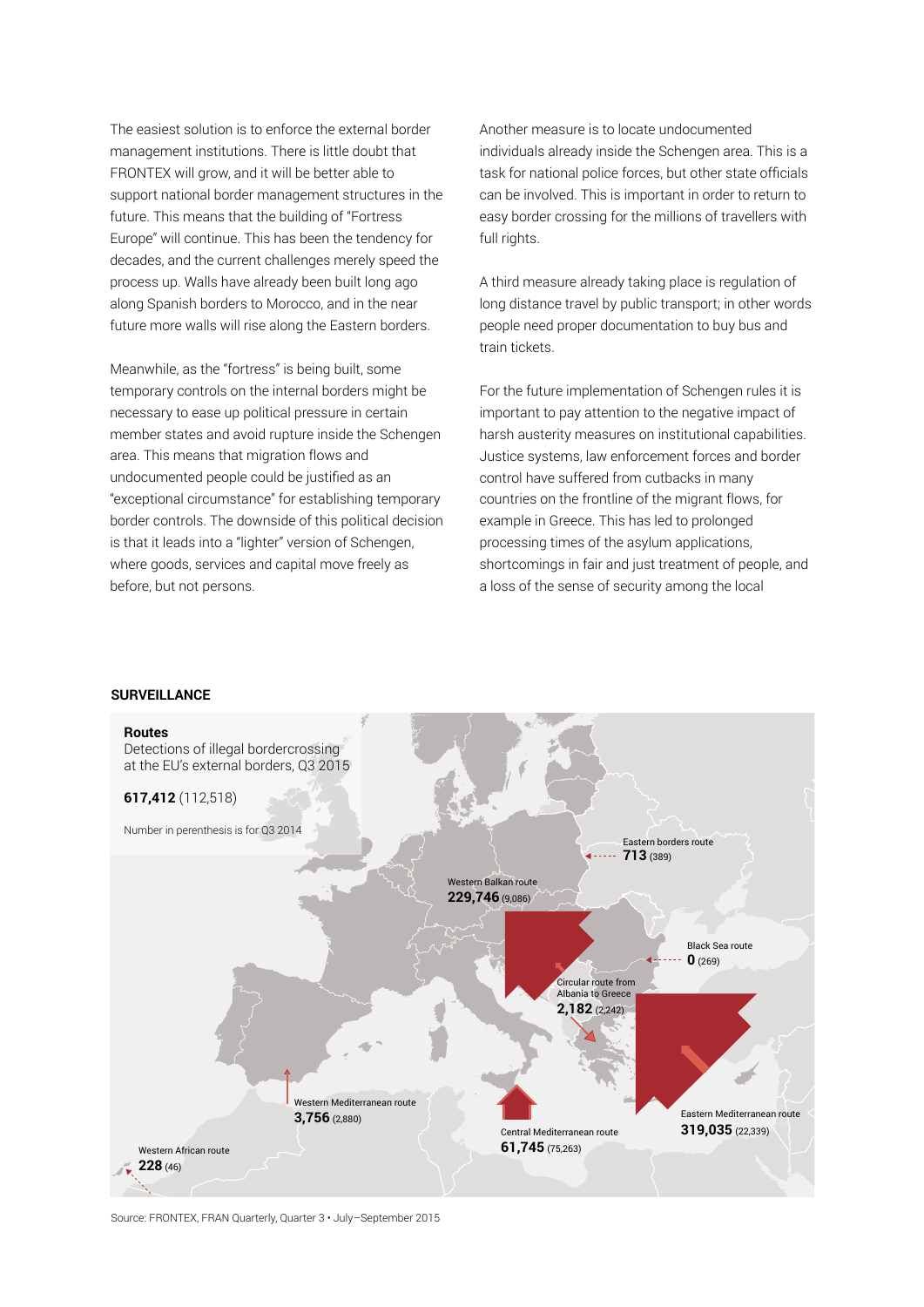The easiest solution is to enforce the external border management institutions. There is little doubt that FRONTEX will grow, and it will be better able to support national border management structures in the future. This means that the building of "Fortress Europe" will continue. This has been the tendency for decades, and the current challenges merely speed the process up. Walls have already been built long ago along Spanish borders to Morocco, and in the near future more walls will rise along the Eastern borders.

Meanwhile, as the "fortress" is being built, some temporary controls on the internal borders might be necessary to ease up political pressure in certain member states and avoid rupture inside the Schengen area. This means that migration flows and undocumented people could be justified as an "exceptional circumstance" for establishing temporary border controls. The downside of this political decision is that it leads into a "lighter" version of Schengen, where goods, services and capital move freely as before, but not persons.

Another measure is to locate undocumented individuals already inside the Schengen area. This is a task for national police forces, but other state officials can be involved. This is important in order to return to easy border crossing for the millions of travellers with full rights.

A third measure already taking place is regulation of long distance travel by public transport; in other words people need proper documentation to buy bus and train tickets.

For the future implementation of Schengen rules it is important to pay attention to the negative impact of harsh austerity measures on institutional capabilities. Justice systems, law enforcement forces and border control have suffered from cutbacks in many countries on the frontline of the migrant flows, for example in Greece. This has led to prolonged processing times of the asylum applications, shortcomings in fair and just treatment of people, and a loss of the sense of security among the local

**SURVEILLANCE**

**Routes**
Detections of illegal bordercrossing at the EU's external borders, Q3 2015

**617,412** (112,518)

Number in perenthesis is for Q3 2014

Eastern borders route
**713** (389)

Western Balkan route
**229,746** (9,086)

Black Sea route
**0** (269)

Circular route from Albania to Greece
**2,182** (2,242)

Western Mediterranean route
**3,756** (2,880)

Eastern Mediterranean route
**319,035** (22,339)

Central Mediterranean route
**61,745** (75,263)

Western African route
**228** (46)

Source: FRONTEX, FRAN Quarterly, Quarter 3 • July–September 2015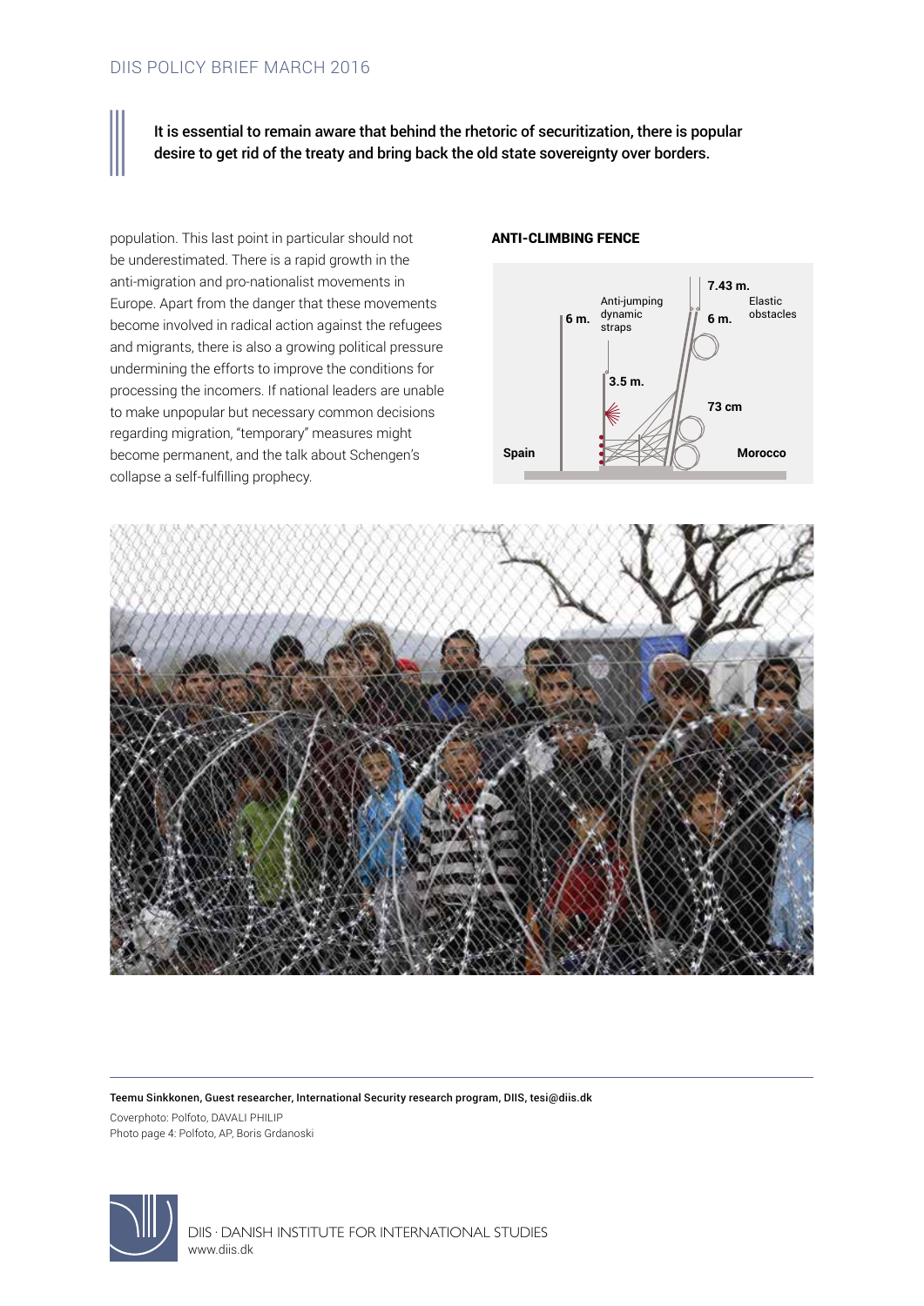**It is essential to remain aware that behind the rhetoric of securitization, there is popular desire to get rid of the treaty and bring back the old state sovereignty over borders.**

population. This last point in particular should not be underestimated. There is a rapid growth in the anti-migration and pro-nationalist movements in Europe. Apart from the danger that these movements become involved in radical action against the refugees and migrants, there is also a growing political pressure undermining the efforts to improve the conditions for processing the incomers. If national leaders are unable to make unpopular but necessary common decisions regarding migration, "temporary" measures might become permanent, and the talk about Schengen's collapse a self-fulfilling prophecy.

**ANTI-CLIMBING FENCE**

7.43 m.
Anti-jumping dynamic straps
Elastic obstacles
6 m.
6 m.
3.5 m.
73 cm
Spain
Morocco

---

**Teemu Sinkkonen, Guest researcher, International Security research program, DIIS, tesi@diis.dk**

Coverphoto: Polfoto, DAVALI PHILIP
Photo page 4: Polfoto, AP, Boris Grdanoski

DIIS · DANISH INSTITUTE FOR INTERNATIONAL STUDIES
www.diis.dk